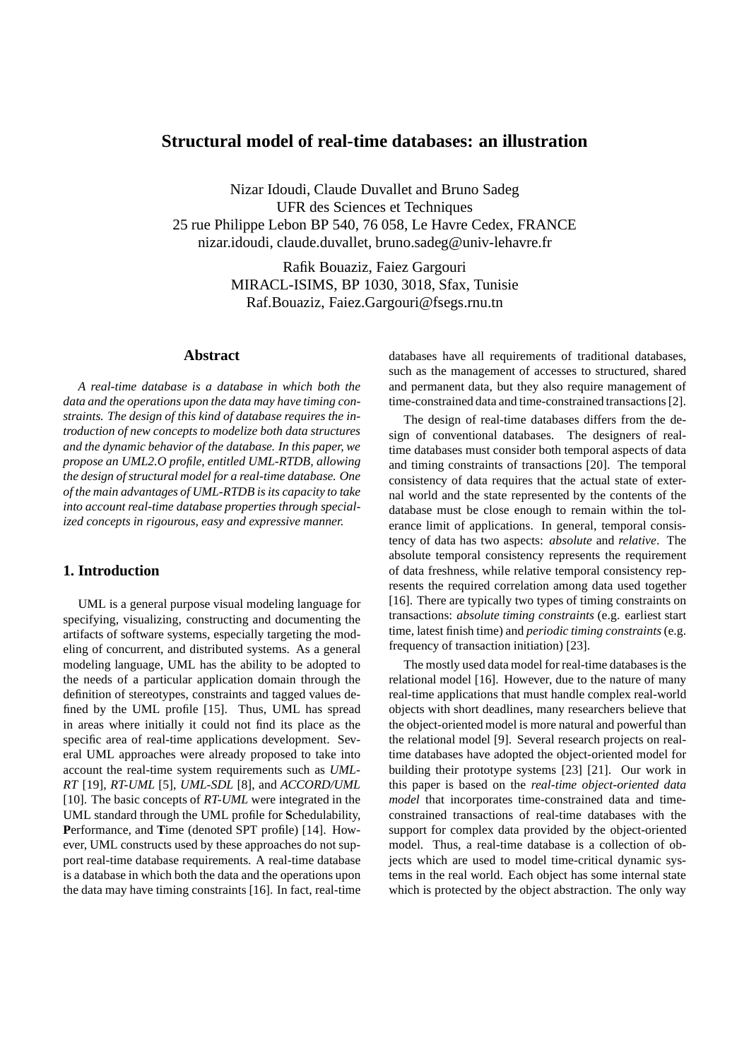# Structural model of real-time databases: an illustration

Nizar Idoudi, Claude Duvallet and Bruno Sadeg
UFR des Sciences et Techniques
25 rue Philippe Lebon BP 540, 76 058, Le Havre Cedex, FRANCE
nizar.idoudi, claude.duvallet, bruno.sadeg@univ-lehavre.fr

Rafik Bouaziz, Faiez Gargouri
MIRACL-ISIMS, BP 1030, 3018, Sfax, Tunisie
Raf.Bouaziz, Faiez.Gargouri@fsegs.rnu.tn

## Abstract

*A real-time database is a database in which both the data and the operations upon the data may have timing constraints. The design of this kind of database requires the introduction of new concepts to modelize both data structures and the dynamic behavior of the database. In this paper, we propose an UML2.O profile, entitled UML-RTDB, allowing the design of structural model for a real-time database. One of the main advantages of UML-RTDB is its capacity to take into account real-time database properties through specialized concepts in rigourous, easy and expressive manner.*

## 1. Introduction

UML is a general purpose visual modeling language for specifying, visualizing, constructing and documenting the artifacts of software systems, especially targeting the modeling of concurrent, and distributed systems. As a general modeling language, UML has the ability to be adopted to the needs of a particular application domain through the definition of stereotypes, constraints and tagged values defined by the UML profile [15]. Thus, UML has spread in areas where initially it could not find its place as the specific area of real-time applications development. Several UML approaches were already proposed to take into account the real-time system requirements such as *UML-RT* [19], *RT-UML* [5], *UML-SDL* [8], and *ACCORD/UML* [10]. The basic concepts of *RT-UML* were integrated in the UML standard through the UML profile for **S**chedulability, **P**erformance, and **T**ime (denoted SPT profile) [14]. However, UML constructs used by these approaches do not support real-time database requirements. A real-time database is a database in which both the data and the operations upon the data may have timing constraints [16]. In fact, real-time databases have all requirements of traditional databases, such as the management of accesses to structured, shared and permanent data, but they also require management of time-constrained data and time-constrained transactions [2].

The design of real-time databases differs from the design of conventional databases. The designers of real-time databases must consider both temporal aspects of data and timing constraints of transactions [20]. The temporal consistency of data requires that the actual state of external world and the state represented by the contents of the database must be close enough to remain within the tolerance limit of applications. In general, temporal consistency of data has two aspects: *absolute* and *relative*. The absolute temporal consistency represents the requirement of data freshness, while relative temporal consistency represents the required correlation among data used together [16]. There are typically two types of timing constraints on transactions: *absolute timing constraints* (e.g. earliest start time, latest finish time) and *periodic timing constraints* (e.g. frequency of transaction initiation) [23].

The mostly used data model for real-time databases is the relational model [16]. However, due to the nature of many real-time applications that must handle complex real-world objects with short deadlines, many researchers believe that the object-oriented model is more natural and powerful than the relational model [9]. Several research projects on real-time databases have adopted the object-oriented model for building their prototype systems [23] [21]. Our work in this paper is based on the *real-time object-oriented data model* that incorporates time-constrained data and time-constrained transactions of real-time databases with the support for complex data provided by the object-oriented model. Thus, a real-time database is a collection of objects which are used to model time-critical dynamic systems in the real world. Each object has some internal state which is protected by the object abstraction. The only way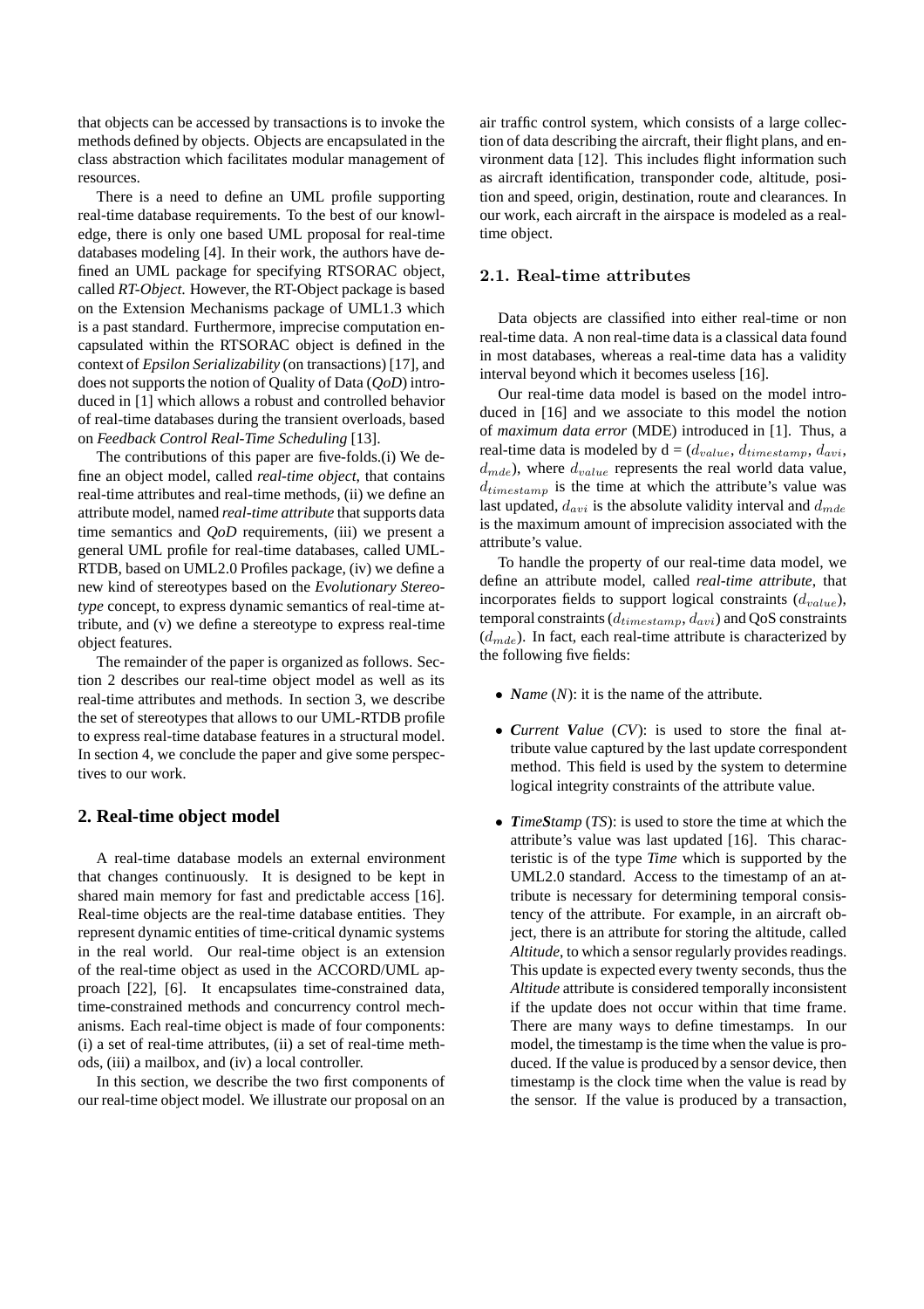that objects can be accessed by transactions is to invoke the methods defined by objects. Objects are encapsulated in the class abstraction which facilitates modular management of resources.

There is a need to define an UML profile supporting real-time database requirements. To the best of our knowledge, there is only one based UML proposal for real-time databases modeling [4]. In their work, the authors have defined an UML package for specifying RTSORAC object, called *RT-Object*. However, the RT-Object package is based on the Extension Mechanisms package of UML1.3 which is a past standard. Furthermore, imprecise computation encapsulated within the RTSORAC object is defined in the context of *Epsilon Serializability* (on transactions) [17], and does not supports the notion of Quality of Data (*QoD*) introduced in [1] which allows a robust and controlled behavior of real-time databases during the transient overloads, based on *Feedback Control Real-Time Scheduling* [13].

The contributions of this paper are five-folds.(i) We define an object model, called *real-time object*, that contains real-time attributes and real-time methods, (ii) we define an attribute model, named *real-time attribute* that supports data time semantics and *QoD* requirements, (iii) we present a general UML profile for real-time databases, called UML-RTDB, based on UML2.0 Profiles package, (iv) we define a new kind of stereotypes based on the *Evolutionary Stereotype* concept, to express dynamic semantics of real-time attribute, and (v) we define a stereotype to express real-time object features.

The remainder of the paper is organized as follows. Section 2 describes our real-time object model as well as its real-time attributes and methods. In section 3, we describe the set of stereotypes that allows to our UML-RTDB profile to express real-time database features in a structural model. In section 4, we conclude the paper and give some perspectives to our work.

## 2. Real-time object model

A real-time database models an external environment that changes continuously. It is designed to be kept in shared main memory for fast and predictable access [16]. Real-time objects are the real-time database entities. They represent dynamic entities of time-critical dynamic systems in the real world. Our real-time object is an extension of the real-time object as used in the ACCORD/UML approach [22], [6]. It encapsulates time-constrained data, time-constrained methods and concurrency control mechanisms. Each real-time object is made of four components: (i) a set of real-time attributes, (ii) a set of real-time methods, (iii) a mailbox, and (iv) a local controller.

In this section, we describe the two first components of our real-time object model. We illustrate our proposal on an air traffic control system, which consists of a large collection of data describing the aircraft, their flight plans, and environment data [12]. This includes flight information such as aircraft identification, transponder code, altitude, position and speed, origin, destination, route and clearances. In our work, each aircraft in the airspace is modeled as a real-time object.

### 2.1. Real-time attributes

Data objects are classified into either real-time or non real-time data. A non real-time data is a classical data found in most databases, whereas a real-time data has a validity interval beyond which it becomes useless [16].

Our real-time data model is based on the model introduced in [16] and we associate to this model the notion of *maximum data error* (MDE) introduced in [1]. Thus, a real-time data is modeled by d = ($d_{value}$, $d_{timestamp}$, $d_{avi}$, $d_{mde}$), where $d_{value}$ represents the real world data value, $d_{timestamp}$ is the time at which the attribute's value was last updated, $d_{avi}$ is the absolute validity interval and $d_{mde}$ is the maximum amount of imprecision associated with the attribute's value.

To handle the property of our real-time data model, we define an attribute model, called *real-time attribute*, that incorporates fields to support logical constraints ($d_{value}$), temporal constraints ($d_{timestamp}$, $d_{avi}$) and QoS constraints ($d_{mde}$). In fact, each real-time attribute is characterized by the following five fields:

- ***Name*** (*N*): it is the name of the attribute.
- ***C**urrent **V**alue* (*CV*): is used to store the final attribute value captured by the last update correspondent method. This field is used by the system to determine logical integrity constraints of the attribute value.
- ***T**ime**S**tamp* (*TS*): is used to store the time at which the attribute's value was last updated [16]. This characteristic is of the type *Time* which is supported by the UML2.0 standard. Access to the timestamp of an attribute is necessary for determining temporal consistency of the attribute. For example, in an aircraft object, there is an attribute for storing the altitude, called *Altitude*, to which a sensor regularly provides readings. This update is expected every twenty seconds, thus the *Altitude* attribute is considered temporally inconsistent if the update does not occur within that time frame. There are many ways to define timestamps. In our model, the timestamp is the time when the value is produced. If the value is produced by a sensor device, then timestamp is the clock time when the value is read by the sensor. If the value is produced by a transaction,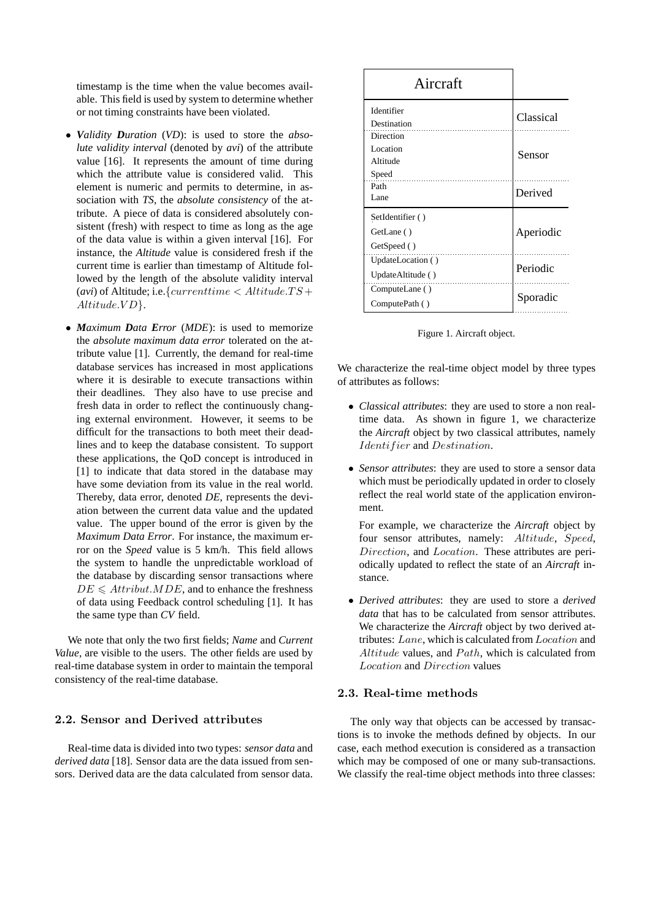timestamp is the time when the value becomes available. This field is used by system to determine whether or not timing constraints have been violated.

- ***V**alidity **D**uration* (*VD*): is used to store the *absolute validity interval* (denoted by *avi*) of the attribute value [16]. It represents the amount of time during which the attribute value is considered valid. This element is numeric and permits to determine, in association with *TS*, the *absolute consistency* of the attribute. A piece of data is considered absolutely consistent (fresh) with respect to time as long as the age of the data value is within a given interval [16]. For instance, the *Altitude* value is considered fresh if the current time is earlier than timestamp of Altitude followed by the length of the absolute validity interval (*avi*) of Altitude; i.e.$\{currenttime < Altitude.TS + Altitude.VD\}$.
- ***M**aximum **D**ata **E**rror* (*MDE*): is used to memorize the *absolute maximum data error* tolerated on the attribute value [1]. Currently, the demand for real-time database services has increased in most applications where it is desirable to execute transactions within their deadlines. They also have to use precise and fresh data in order to reflect the continuously changing external environment. However, it seems to be difficult for the transactions to both meet their deadlines and to keep the database consistent. To support these applications, the QoD concept is introduced in [1] to indicate that data stored in the database may have some deviation from its value in the real world. Thereby, data error, denoted *DE*, represents the deviation between the current data value and the updated value. The upper bound of the error is given by the *Maximum Data Error*. For instance, the maximum error on the *Speed* value is 5 km/h. This field allows the system to handle the unpredictable workload of the database by discarding sensor transactions where $DE \leqslant Attribut.MDE$, and to enhance the freshness of data using Feedback control scheduling [1]. It has the same type than *CV* field.

We note that only the two first fields; *Name* and *Current Value*, are visible to the users. The other fields are used by real-time database system in order to maintain the temporal consistency of the real-time database.

### 2.2. Sensor and Derived attributes

Real-time data is divided into two types: *sensor data* and *derived data* [18]. Sensor data are the data issued from sensors. Derived data are the data calculated from sensor data.

| Aircraft | |
|---|---|
| Identifier<br>Destination | Classical |
| Direction<br>Location<br>Altitude<br>Speed | Sensor |
| Path<br>Lane | Derived |
| SetIdentifier ( )<br>GetLane ( )<br>GetSpeed ( ) | Aperiodic |
| UpdateLocation ( )<br>UpdateAltitude ( ) | Periodic |
| ComputeLane ( )<br>ComputePath ( ) | Sporadic |

Figure 1. Aircraft object.

We characterize the real-time object model by three types of attributes as follows:

- *Classical attributes*: they are used to store a non real-time data. As shown in figure 1, we characterize the *Aircraft* object by two classical attributes, namely $Identifier$ and $Destination$.
- *Sensor attributes*: they are used to store a sensor data which must be periodically updated in order to closely reflect the real world state of the application environment.

  For example, we characterize the *Aircraft* object by four sensor attributes, namely: $Altitude$, $Speed$, $Direction$, and $Location$. These attributes are periodically updated to reflect the state of an *Aircraft* instance.
- *Derived attributes*: they are used to store a *derived data* that has to be calculated from sensor attributes. We characterize the *Aircraft* object by two derived attributes: $Lane$, which is calculated from $Location$ and $Altitude$ values, and $Path$, which is calculated from $Location$ and $Direction$ values

### 2.3. Real-time methods

The only way that objects can be accessed by transactions is to invoke the methods defined by objects. In our case, each method execution is considered as a transaction which may be composed of one or many sub-transactions. We classify the real-time object methods into three classes: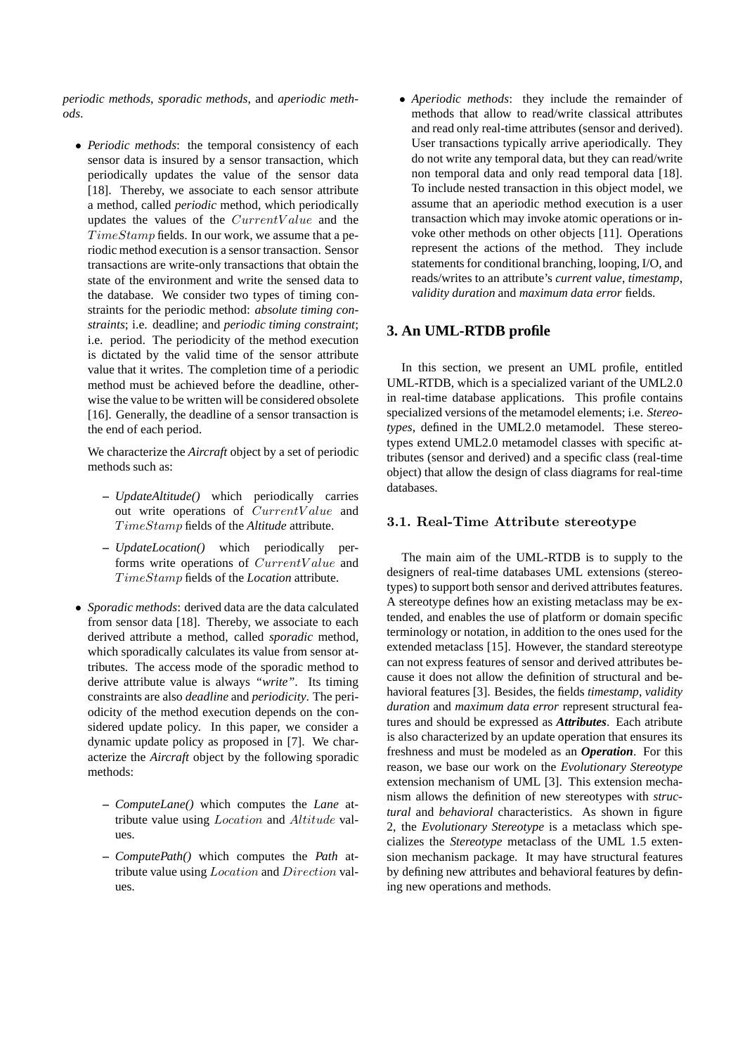*periodic methods*, *sporadic methods*, and *aperiodic methods*.

- *Periodic methods*: the temporal consistency of each sensor data is insured by a sensor transaction, which periodically updates the value of the sensor data [18]. Thereby, we associate to each sensor attribute a method, called *periodic* method, which periodically updates the values of the $CurrentValue$ and the $TimeStamp$ fields. In our work, we assume that a periodic method execution is a sensor transaction. Sensor transactions are write-only transactions that obtain the state of the environment and write the sensed data to the database. We consider two types of timing constraints for the periodic method: *absolute timing constraints*; i.e. deadline; and *periodic timing constraint*; i.e. period. The periodicity of the method execution is dictated by the valid time of the sensor attribute value that it writes. The completion time of a periodic method must be achieved before the deadline, otherwise the value to be written will be considered obsolete [16]. Generally, the deadline of a sensor transaction is the end of each period.

  We characterize the *Aircraft* object by a set of periodic methods such as:

  - *UpdateAltitude()* which periodically carries out write operations of $CurrentValue$ and $TimeStamp$ fields of the *Altitude* attribute.
  - *UpdateLocation()* which periodically performs write operations of $CurrentValue$ and $TimeStamp$ fields of the *Location* attribute.

- *Sporadic methods*: derived data are the data calculated from sensor data [18]. Thereby, we associate to each derived attribute a method, called *sporadic* method, which sporadically calculates its value from sensor attributes. The access mode of the sporadic method to derive attribute value is always *"write"*. Its timing constraints are also *deadline* and *periodicity*. The periodicity of the method execution depends on the considered update policy. In this paper, we consider a dynamic update policy as proposed in [7]. We characterize the *Aircraft* object by the following sporadic methods:

  - *ComputeLane()* which computes the *Lane* attribute value using $Location$ and $Altitude$ values.
  - *ComputePath()* which computes the *Path* attribute value using $Location$ and $Direction$ values.

- *Aperiodic methods*: they include the remainder of methods that allow to read/write classical attributes and read only real-time attributes (sensor and derived). User transactions typically arrive aperiodically. They do not write any temporal data, but they can read/write non temporal data and only read temporal data [18]. To include nested transaction in this object model, we assume that an aperiodic method execution is a user transaction which may invoke atomic operations or invoke other methods on other objects [11]. Operations represent the actions of the method. They include statements for conditional branching, looping, I/O, and reads/writes to an attribute's *current value*, *timestamp*, *validity duration* and *maximum data error* fields.

## 3. An UML-RTDB profile

In this section, we present an UML profile, entitled UML-RTDB, which is a specialized variant of the UML2.0 in real-time database applications. This profile contains specialized versions of the metamodel elements; i.e. *Stereotypes*, defined in the UML2.0 metamodel. These stereotypes extend UML2.0 metamodel classes with specific attributes (sensor and derived) and a specific class (real-time object) that allow the design of class diagrams for real-time databases.

### 3.1. Real-Time Attribute stereotype

The main aim of the UML-RTDB is to supply to the designers of real-time databases UML extensions (stereotypes) to support both sensor and derived attributes features. A stereotype defines how an existing metaclass may be extended, and enables the use of platform or domain specific terminology or notation, in addition to the ones used for the extended metaclass [15]. However, the standard stereotype can not express features of sensor and derived attributes because it does not allow the definition of structural and behavioral features [3]. Besides, the fields *timestamp*, *validity duration* and *maximum data error* represent structural features and should be expressed as ***Attributes***. Each atribute is also characterized by an update operation that ensures its freshness and must be modeled as an ***Operation***. For this reason, we base our work on the *Evolutionary Stereotype* extension mechanism of UML [3]. This extension mechanism allows the definition of new stereotypes with *structural* and *behavioral* characteristics. As shown in figure 2, the *Evolutionary Stereotype* is a metaclass which specializes the *Stereotype* metaclass of the UML 1.5 extension mechanism package. It may have structural features by defining new attributes and behavioral features by defining new operations and methods.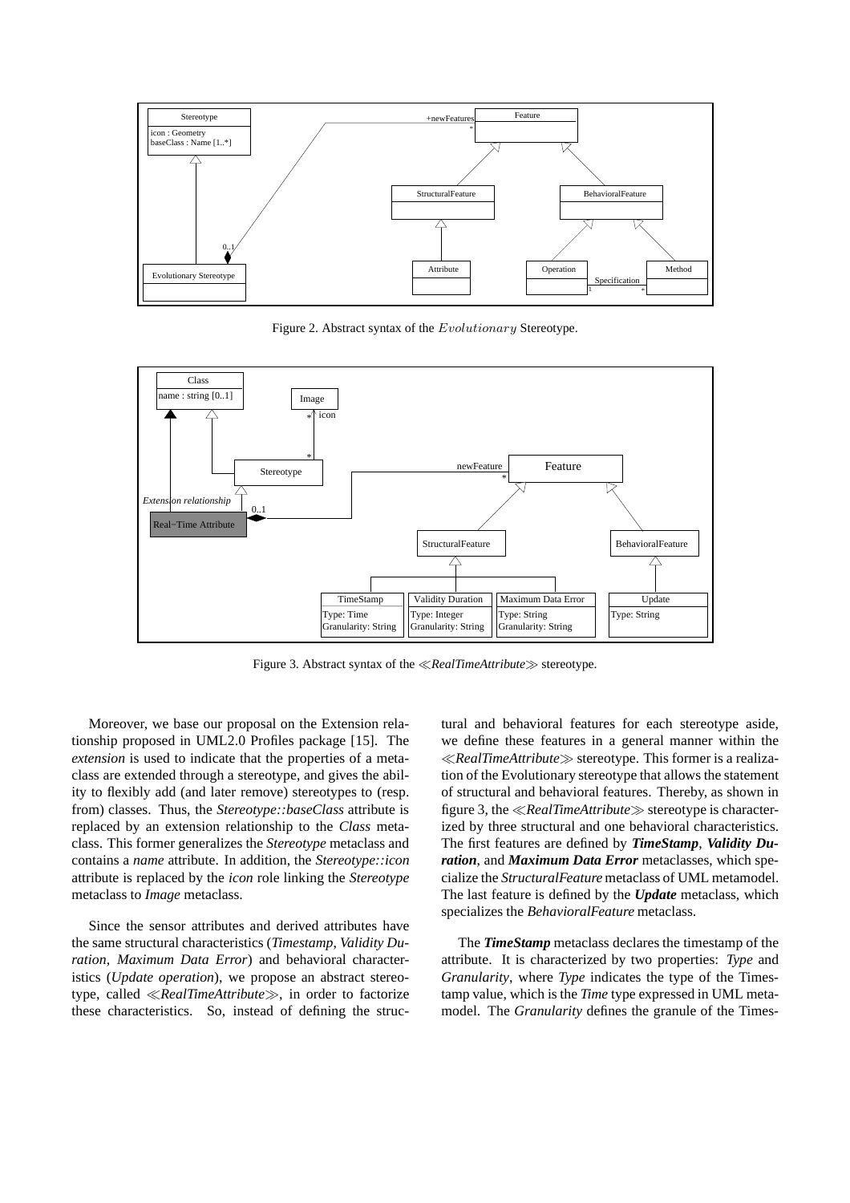Figure 2. Abstract syntax of the *Evolutionary* Stereotype.

Figure 3. Abstract syntax of the ≪*RealTimeAttribute*≫ stereotype.

Moreover, we base our proposal on the Extension relationship proposed in UML2.0 Profiles package [15]. The *extension* is used to indicate that the properties of a metaclass are extended through a stereotype, and gives the ability to flexibly add (and later remove) stereotypes to (resp. from) classes. Thus, the *Stereotype::baseClass* attribute is replaced by an extension relationship to the *Class* metaclass. This former generalizes the *Stereotype* metaclass and contains a *name* attribute. In addition, the *Stereotype::icon* attribute is replaced by the *icon* role linking the *Stereotype* metaclass to *Image* metaclass.

Since the sensor attributes and derived attributes have the same structural characteristics (*Timestamp*, *Validity Duration*, *Maximum Data Error*) and behavioral characteristics (*Update operation*), we propose an abstract stereotype, called ≪*RealTimeAttribute*≫, in order to factorize these characteristics. So, instead of defining the structural and behavioral features for each stereotype aside, we define these features in a general manner within the ≪*RealTimeAttribute*≫ stereotype. This former is a realization of the Evolutionary stereotype that allows the statement of structural and behavioral features. Thereby, as shown in figure 3, the ≪*RealTimeAttribute*≫ stereotype is characterized by three structural and one behavioral characteristics. The first features are defined by ***TimeStamp***, ***Validity Duration***, and ***Maximum Data Error*** metaclasses, which specialize the *StructuralFeature* metaclass of UML metamodel. The last feature is defined by the ***Update*** metaclass, which specializes the *BehavioralFeature* metaclass.

The ***TimeStamp*** metaclass declares the timestamp of the attribute. It is characterized by two properties: *Type* and *Granularity*, where *Type* indicates the type of the Timestamp value, which is the *Time* type expressed in UML metamodel. The *Granularity* defines the granule of the Times-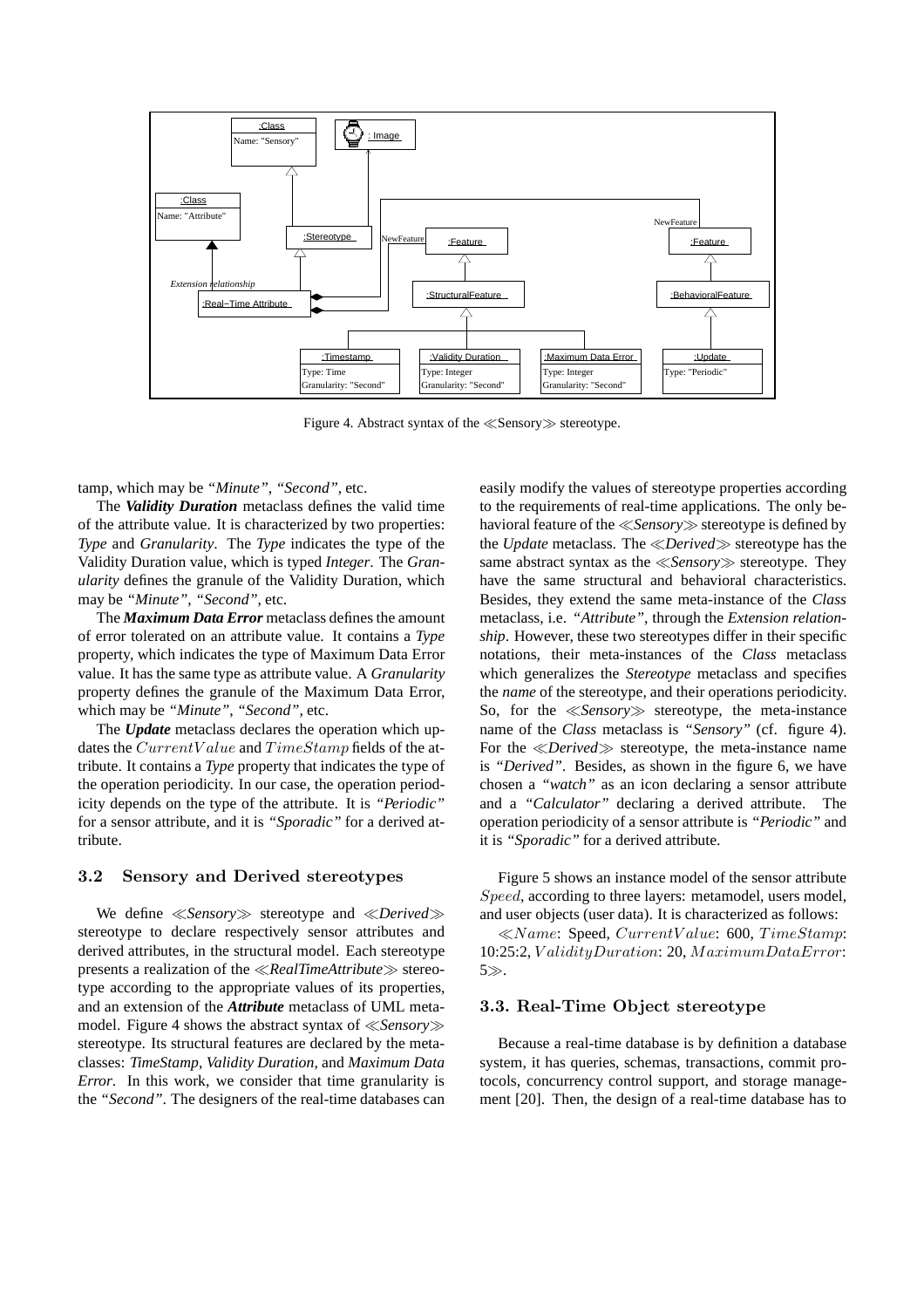:Class
Name: "Sensory"

: Image

:Class
Name: "Attribute"

:Stereotype

NewFeature

:Feature

NewFeature

:Feature

Extension relationship

:Real−Time Attribute

:StructuralFeature

:BehavioralFeature

:Timestamp
Type: Time
Granularity: "Second"

:Validity Duration
Type: Integer
Granularity: "Second"

:Maximum Data Error
Type: Integer
Granularity: "Second"

:Update
Type: "Periodic"

Figure 4. Abstract syntax of the ≪Sensory≫ stereotype.

tamp, which may be *"Minute"*, *"Second"*, etc.

The ***Validity Duration*** metaclass defines the valid time of the attribute value. It is characterized by two properties: *Type* and *Granularity*. The *Type* indicates the type of the Validity Duration value, which is typed *Integer*. The *Granularity* defines the granule of the Validity Duration, which may be *"Minute"*, *"Second"*, etc.

The ***Maximum Data Error*** metaclass defines the amount of error tolerated on an attribute value. It contains a *Type* property, which indicates the type of Maximum Data Error value. It has the same type as attribute value. A *Granularity* property defines the granule of the Maximum Data Error, which may be *"Minute"*, *"Second"*, etc.

The ***Update*** metaclass declares the operation which updates the $CurrentValue$ and $TimeStamp$ fields of the attribute. It contains a *Type* property that indicates the type of the operation periodicity. In our case, the operation periodicity depends on the type of the attribute. It is *"Periodic"* for a sensor attribute, and it is *"Sporadic"* for a derived attribute.

## 3.2 Sensory and Derived stereotypes

We define ≪*Sensory*≫ stereotype and ≪*Derived*≫ stereotype to declare respectively sensor attributes and derived attributes, in the structural model. Each stereotype presents a realization of the ≪*RealTimeAttribute*≫ stereotype according to the appropriate values of its properties, and an extension of the ***Attribute*** metaclass of UML metamodel. Figure 4 shows the abstract syntax of ≪*Sensory*≫ stereotype. Its structural features are declared by the metaclasses: *TimeStamp*, *Validity Duration,* and *Maximum Data Error*. In this work, we consider that time granularity is the *"Second"*. The designers of the real-time databases can easily modify the values of stereotype properties according to the requirements of real-time applications. The only behavioral feature of the ≪*Sensory*≫ stereotype is defined by the *Update* metaclass. The ≪*Derived*≫ stereotype has the same abstract syntax as the ≪*Sensory*≫ stereotype. They have the same structural and behavioral characteristics. Besides, they extend the same meta-instance of the *Class* metaclass, i.e. *"Attribute"*, through the *Extension relationship*. However, these two stereotypes differ in their specific notations, their meta-instances of the *Class* metaclass which generalizes the *Stereotype* metaclass and specifies the *name* of the stereotype, and their operations periodicity. So, for the ≪*Sensory*≫ stereotype, the meta-instance name of the *Class* metaclass is *"Sensory"* (cf. figure 4). For the ≪*Derived*≫ stereotype, the meta-instance name is *"Derived"*. Besides, as shown in the figure 6, we have chosen a *"watch"* as an icon declaring a sensor attribute and a *"Calculator"* declaring a derived attribute. The operation periodicity of a sensor attribute is *"Periodic"* and it is *"Sporadic"* for a derived attribute.

Figure 5 shows an instance model of the sensor attribute $Speed$, according to three layers: metamodel, users model, and user objects (user data). It is characterized as follows:

≪$Name$: Speed, $CurrentValue$: 600, $TimeStamp$: 10:25:2, $ValidityDuration$: 20, $MaximumDataError$: 5≫.

## 3.3. Real-Time Object stereotype

Because a real-time database is by definition a database system, it has queries, schemas, transactions, commit protocols, concurrency control support, and storage management [20]. Then, the design of a real-time database has to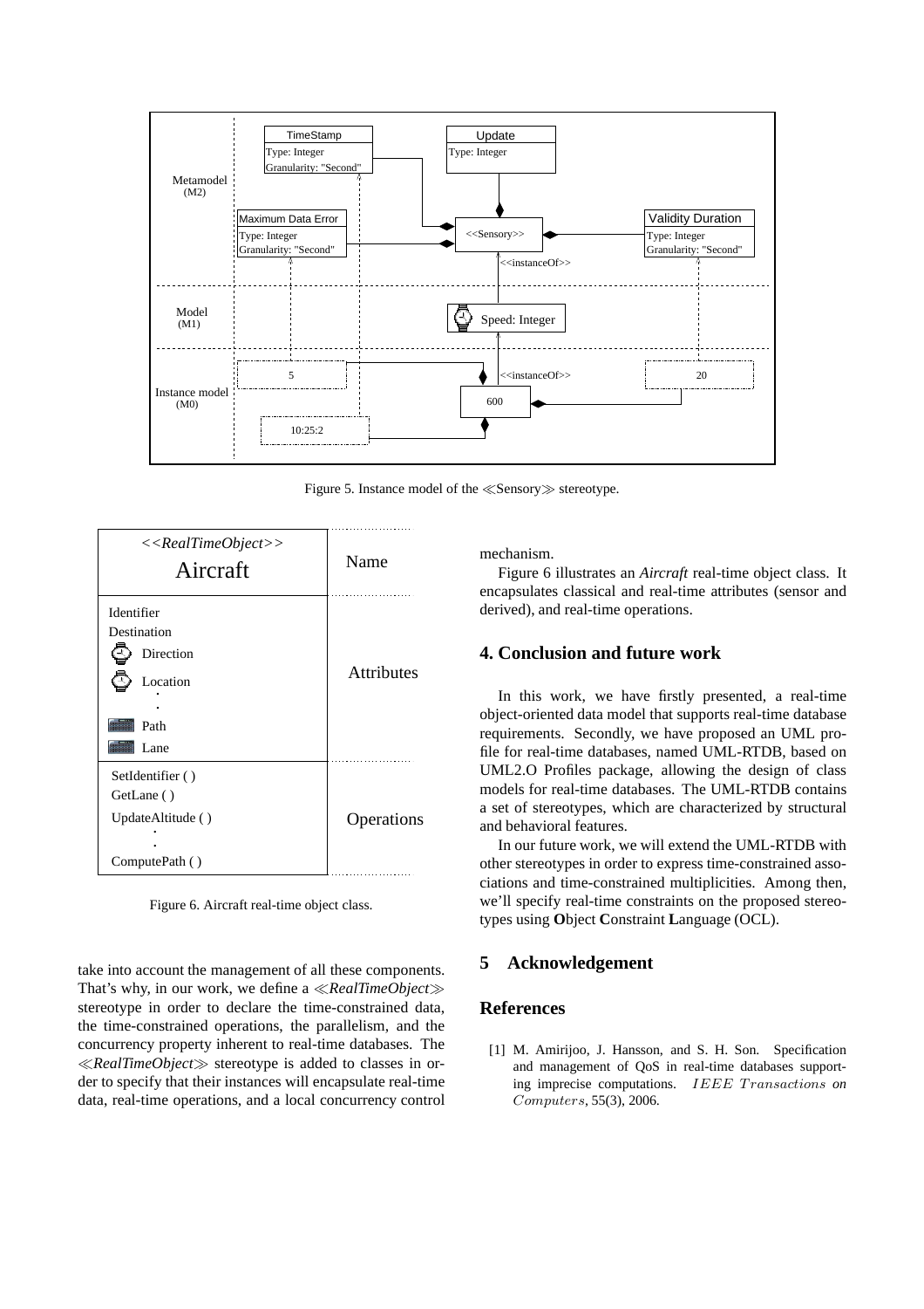Metamodel (M2)

TimeStamp
Type: Integer
Granularity: "Second"

Update
Type: Integer

Maximum Data Error
Type: Integer
Granularity: "Second"

<<Sensory>>

Validity Duration
Type: Integer
Granularity: "Second"

<<instanceOf>>

Model (M1)

Speed: Integer

Instance model (M0)

5

<<instanceOf>>

20

600

10:25:2

Figure 5. Instance model of the ≪Sensory≫ stereotype.

<<RealTimeObject>>
Aircraft

Name

Identifier
Destination
Direction
Location
Path
Lane

Attributes

SetIdentifier ( )
GetLane ( )
UpdateAltitude ( )
ComputePath ( )

Operations

Figure 6. Aircraft real-time object class.

take into account the management of all these components. That's why, in our work, we define a ≪*RealTimeObject*≫ stereotype in order to declare the time-constrained data, the time-constrained operations, the parallelism, and the concurrency property inherent to real-time databases. The ≪*RealTimeObject*≫ stereotype is added to classes in order to specify that their instances will encapsulate real-time data, real-time operations, and a local concurrency control mechanism.

Figure 6 illustrates an *Aircraft* real-time object class. It encapsulates classical and real-time attributes (sensor and derived), and real-time operations.

## 4. Conclusion and future work

In this work, we have firstly presented, a real-time object-oriented data model that supports real-time database requirements. Secondly, we have proposed an UML profile for real-time databases, named UML-RTDB, based on UML2.O Profiles package, allowing the design of class models for real-time databases. The UML-RTDB contains a set of stereotypes, which are characterized by structural and behavioral features.

In our future work, we will extend the UML-RTDB with other stereotypes in order to express time-constrained associations and time-constrained multiplicities. Among then, we'll specify real-time constraints on the proposed stereotypes using **O**bject **C**onstraint **L**anguage (OCL).

## 5 Acknowledgement

## References

[1] M. Amirijoo, J. Hansson, and S. H. Son. Specification and management of QoS in real-time databases supporting imprecise computations. *IEEE Transactions on Computers*, 55(3), 2006.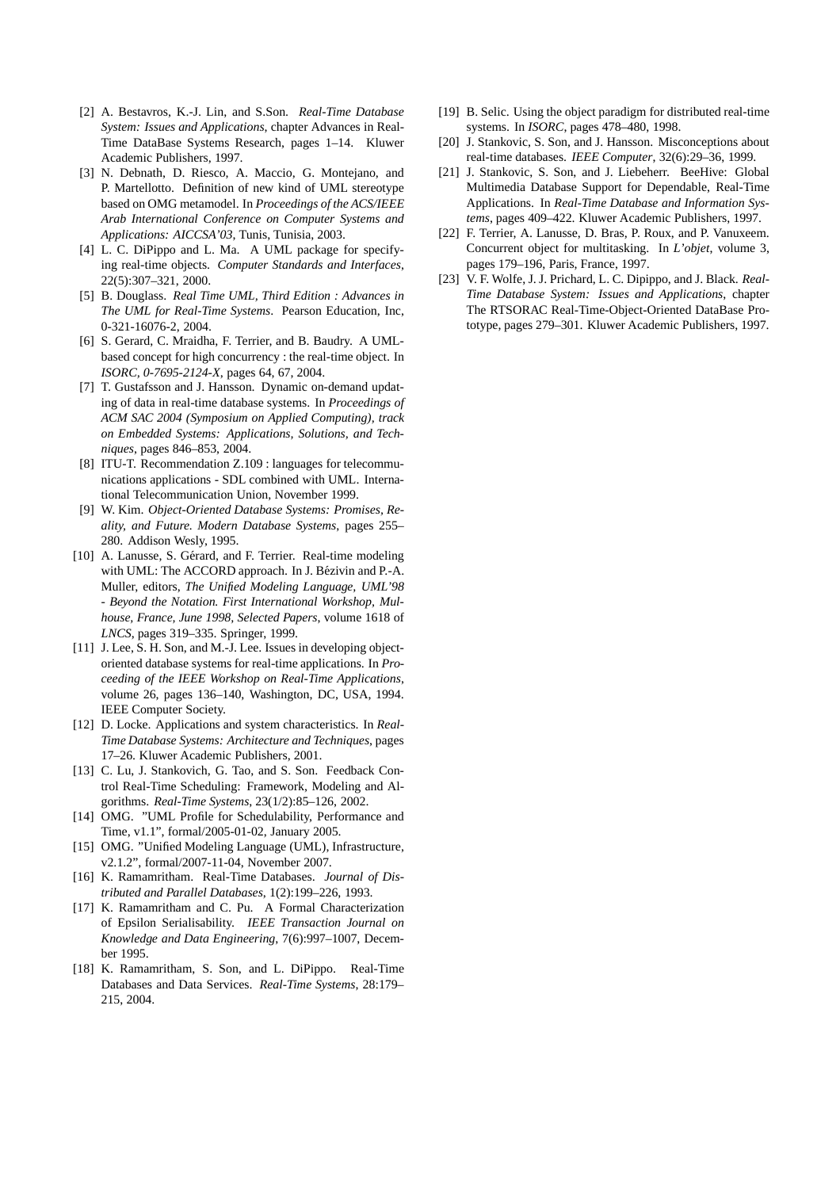[2] A. Bestavros, K.-J. Lin, and S.Son. *Real-Time Database System: Issues and Applications*, chapter Advances in Real-Time DataBase Systems Research, pages 1–14. Kluwer Academic Publishers, 1997.

[3] N. Debnath, D. Riesco, A. Maccio, G. Montejano, and P. Martellotto. Definition of new kind of UML stereotype based on OMG metamodel. In *Proceedings of the ACS/IEEE Arab International Conference on Computer Systems and Applications: AICCSA'03*, Tunis, Tunisia, 2003.

[4] L. C. DiPippo and L. Ma. A UML package for specifying real-time objects. *Computer Standards and Interfaces*, 22(5):307–321, 2000.

[5] B. Douglass. *Real Time UML, Third Edition : Advances in The UML for Real-Time Systems*. Pearson Education, Inc, 0-321-16076-2, 2004.

[6] S. Gerard, C. Mraidha, F. Terrier, and B. Baudry. A UML-based concept for high concurrency : the real-time object. In *ISORC, 0-7695-2124-X*, pages 64, 67, 2004.

[7] T. Gustafsson and J. Hansson. Dynamic on-demand updating of data in real-time database systems. In *Proceedings of ACM SAC 2004 (Symposium on Applied Computing), track on Embedded Systems: Applications, Solutions, and Techniques*, pages 846–853, 2004.

[8] ITU-T. Recommendation Z.109 : languages for telecommunications applications - SDL combined with UML. International Telecommunication Union, November 1999.

[9] W. Kim. *Object-Oriented Database Systems: Promises, Reality, and Future. Modern Database Systems*, pages 255–280. Addison Wesly, 1995.

[10] A. Lanusse, S. Gérard, and F. Terrier. Real-time modeling with UML: The ACCORD approach. In J. Bézivin and P.-A. Muller, editors, *The Unified Modeling Language, UML'98 - Beyond the Notation. First International Workshop, Mulhouse, France, June 1998, Selected Papers*, volume 1618 of *LNCS*, pages 319–335. Springer, 1999.

[11] J. Lee, S. H. Son, and M.-J. Lee. Issues in developing object-oriented database systems for real-time applications. In *Proceeding of the IEEE Workshop on Real-Time Applications*, volume 26, pages 136–140, Washington, DC, USA, 1994. IEEE Computer Society.

[12] D. Locke. Applications and system characteristics. In *Real-Time Database Systems: Architecture and Techniques*, pages 17–26. Kluwer Academic Publishers, 2001.

[13] C. Lu, J. Stankovich, G. Tao, and S. Son. Feedback Control Real-Time Scheduling: Framework, Modeling and Algorithms. *Real-Time Systems*, 23(1/2):85–126, 2002.

[14] OMG. "UML Profile for Schedulability, Performance and Time, v1.1", formal/2005-01-02, January 2005.

[15] OMG. "Unified Modeling Language (UML), Infrastructure, v2.1.2", formal/2007-11-04, November 2007.

[16] K. Ramamritham. Real-Time Databases. *Journal of Distributed and Parallel Databases*, 1(2):199–226, 1993.

[17] K. Ramamritham and C. Pu. A Formal Characterization of Epsilon Serialisability. *IEEE Transaction Journal on Knowledge and Data Engineering*, 7(6):997–1007, December 1995.

[18] K. Ramamritham, S. Son, and L. DiPippo. Real-Time Databases and Data Services. *Real-Time Systems*, 28:179–215, 2004.

[19] B. Selic. Using the object paradigm for distributed real-time systems. In *ISORC*, pages 478–480, 1998.

[20] J. Stankovic, S. Son, and J. Hansson. Misconceptions about real-time databases. *IEEE Computer*, 32(6):29–36, 1999.

[21] J. Stankovic, S. Son, and J. Liebeherr. BeeHive: Global Multimedia Database Support for Dependable, Real-Time Applications. In *Real-Time Database and Information Systems*, pages 409–422. Kluwer Academic Publishers, 1997.

[22] F. Terrier, A. Lanusse, D. Bras, P. Roux, and P. Vanuxeem. Concurrent object for multitasking. In *L'objet*, volume 3, pages 179–196, Paris, France, 1997.

[23] V. F. Wolfe, J. J. Prichard, L. C. Dipippo, and J. Black. *Real-Time Database System: Issues and Applications*, chapter The RTSORAC Real-Time-Object-Oriented DataBase Prototype, pages 279–301. Kluwer Academic Publishers, 1997.